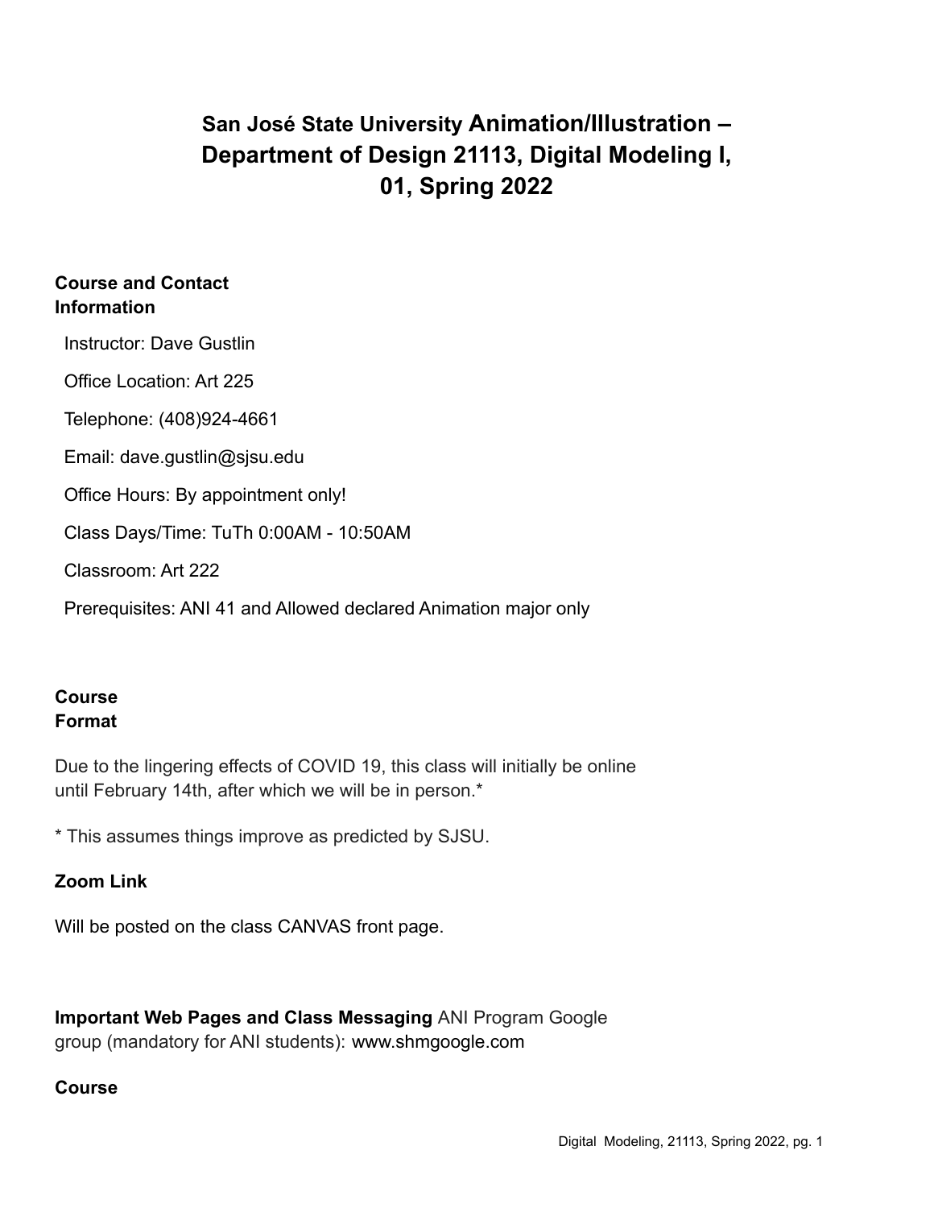# San José State University Animation/Illustration – Department of Design 21113, Digital Modeling I, 01, Spring 2022

## Course and Contact Information

Instructor: Dave Gustlin

Office Location: Art 225

Telephone: (408)924-4661

Email: dave.gustlin@sjsu.edu

Office Hours: By appointment only!

Class Days/Time: TuTh 0:00AM - 10:50AM

Classroom: Art 222

Prerequisites: ANI 41 and Allowed declared Animation major only

## Course Format

Due to the lingering effects of COVID 19, this class will initially be online until February 14th, after which we will be in person.*

* This assumes things improve as predicted by SJSU.

### Zoom Link

Will be posted on the class CANVAS front page.

**Important Web Pages and Class Messaging** ANI Program Google group (mandatory for ANI students): www.shmgoogle.com

## Course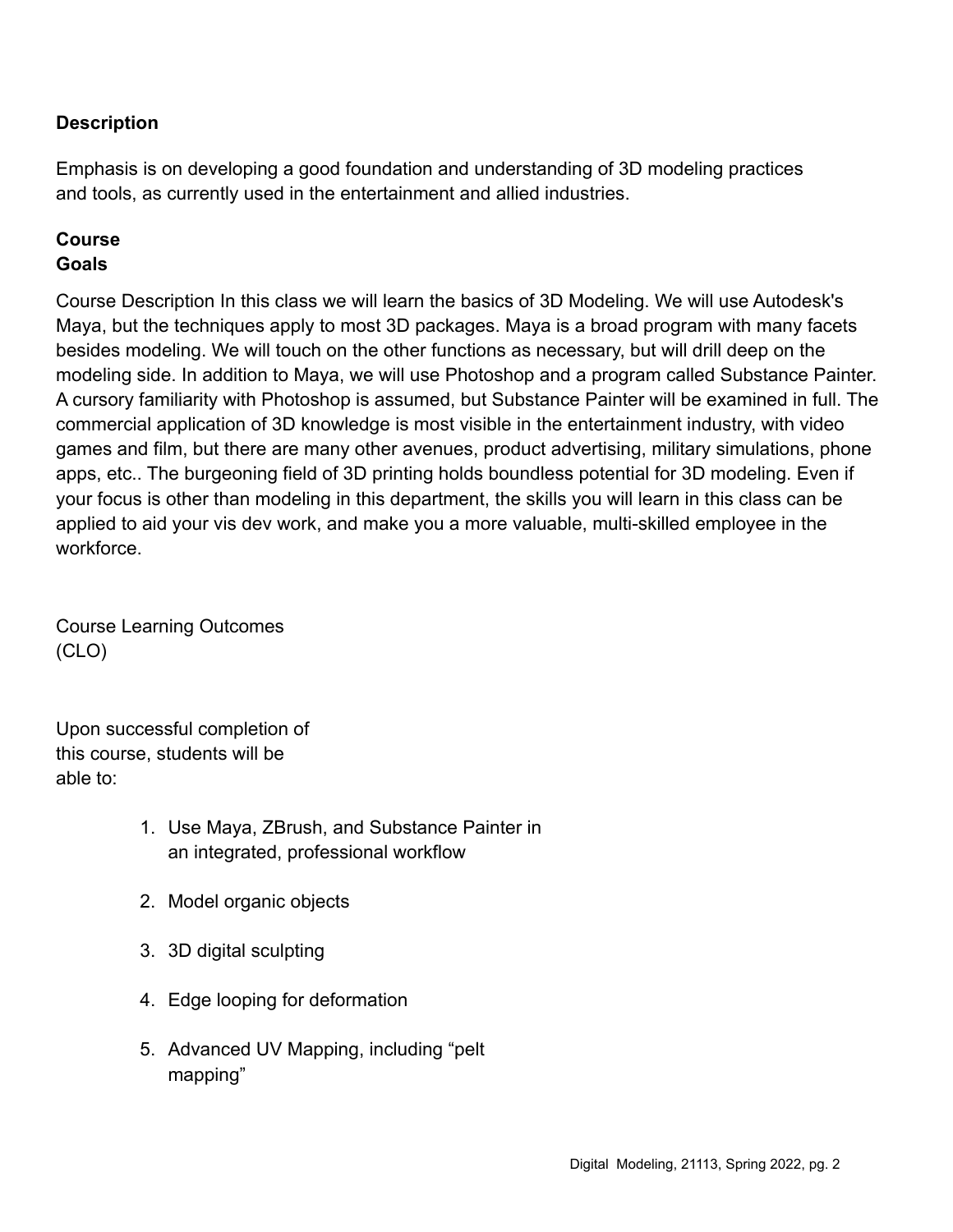**Description**

Emphasis is on developing a good foundation and understanding of 3D modeling practices and tools, as currently used in the entertainment and allied industries.

**Course Goals**

Course Description In this class we will learn the basics of 3D Modeling. We will use Autodesk's Maya, but the techniques apply to most 3D packages. Maya is a broad program with many facets besides modeling. We will touch on the other functions as necessary, but will drill deep on the modeling side. In addition to Maya, we will use Photoshop and a program called Substance Painter. A cursory familiarity with Photoshop is assumed, but Substance Painter will be examined in full. The commercial application of 3D knowledge is most visible in the entertainment industry, with video games and film, but there are many other avenues, product advertising, military simulations, phone apps, etc.. The burgeoning field of 3D printing holds boundless potential for 3D modeling. Even if your focus is other than modeling in this department, the skills you will learn in this class can be applied to aid your vis dev work, and make you a more valuable, multi-skilled employee in the workforce.

Course Learning Outcomes (CLO)

Upon successful completion of this course, students will be able to:

1. Use Maya, ZBrush, and Substance Painter in an integrated, professional workflow
2. Model organic objects
3. 3D digital sculpting
4. Edge looping for deformation
5. Advanced UV Mapping, including "pelt mapping"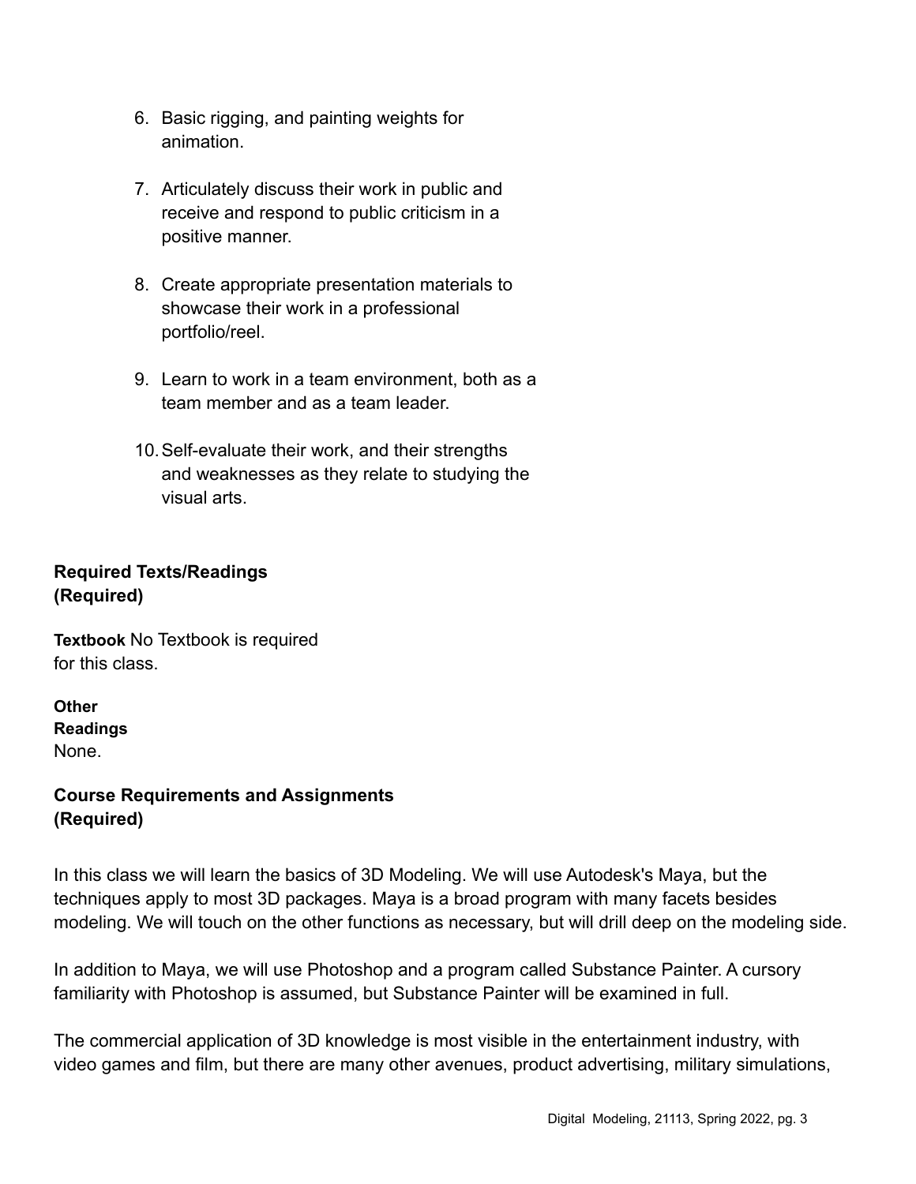6. Basic rigging, and painting weights for animation.

7. Articulately discuss their work in public and receive and respond to public criticism in a positive manner.

8. Create appropriate presentation materials to showcase their work in a professional portfolio/reel.

9. Learn to work in a team environment, both as a team member and as a team leader.

10. Self-evaluate their work, and their strengths and weaknesses as they relate to studying the visual arts.

## Required Texts/Readings (Required)

**Textbook** No Textbook is required for this class.

**Other Readings**
None.

## Course Requirements and Assignments (Required)

In this class we will learn the basics of 3D Modeling. We will use Autodesk's Maya, but the techniques apply to most 3D packages. Maya is a broad program with many facets besides modeling. We will touch on the other functions as necessary, but will drill deep on the modeling side.

In addition to Maya, we will use Photoshop and a program called Substance Painter. A cursory familiarity with Photoshop is assumed, but Substance Painter will be examined in full.

The commercial application of 3D knowledge is most visible in the entertainment industry, with video games and film, but there are many other avenues, product advertising, military simulations,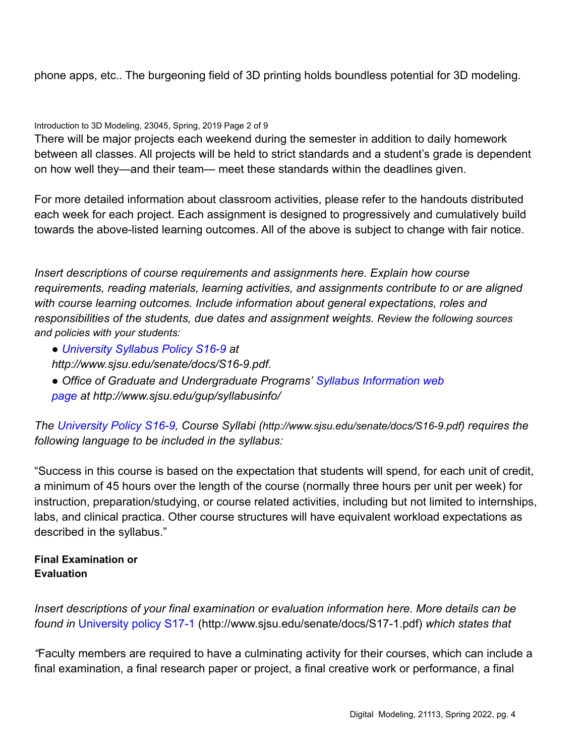phone apps, etc.. The burgeoning field of 3D printing holds boundless potential for 3D modeling.

Introduction to 3D Modeling, 23045, Spring, 2019 Page 2 of 9

There will be major projects each weekend during the semester in addition to daily homework between all classes. All projects will be held to strict standards and a student's grade is dependent on how well they—and their team— meet these standards within the deadlines given.

For more detailed information about classroom activities, please refer to the handouts distributed each week for each project. Each assignment is designed to progressively and cumulatively build towards the above-listed learning outcomes. All of the above is subject to change with fair notice.

*Insert descriptions of course requirements and assignments here. Explain how course requirements, reading materials, learning activities, and assignments contribute to or are aligned with course learning outcomes. Include information about general expectations, roles and responsibilities of the students, due dates and assignment weights. Review the following sources and policies with your students:*

- *University Syllabus Policy S16-9 at http://www.sjsu.edu/senate/docs/S16-9.pdf.*
- *Office of Graduate and Undergraduate Programs' Syllabus Information web page at http://www.sjsu.edu/gup/syllabusinfo/*

*The University Policy S16-9, Course Syllabi (http://www.sjsu.edu/senate/docs/S16-9.pdf) requires the following language to be included in the syllabus:*

"Success in this course is based on the expectation that students will spend, for each unit of credit, a minimum of 45 hours over the length of the course (normally three hours per unit per week) for instruction, preparation/studying, or course related activities, including but not limited to internships, labs, and clinical practica. Other course structures will have equivalent workload expectations as described in the syllabus."

**Final Examination or Evaluation**

*Insert descriptions of your final examination or evaluation information here. More details can be found in* University policy S17-1 (http://www.sjsu.edu/senate/docs/S17-1.pdf) *which states that*

*"*Faculty members are required to have a culminating activity for their courses, which can include a final examination, a final research paper or project, a final creative work or performance, a final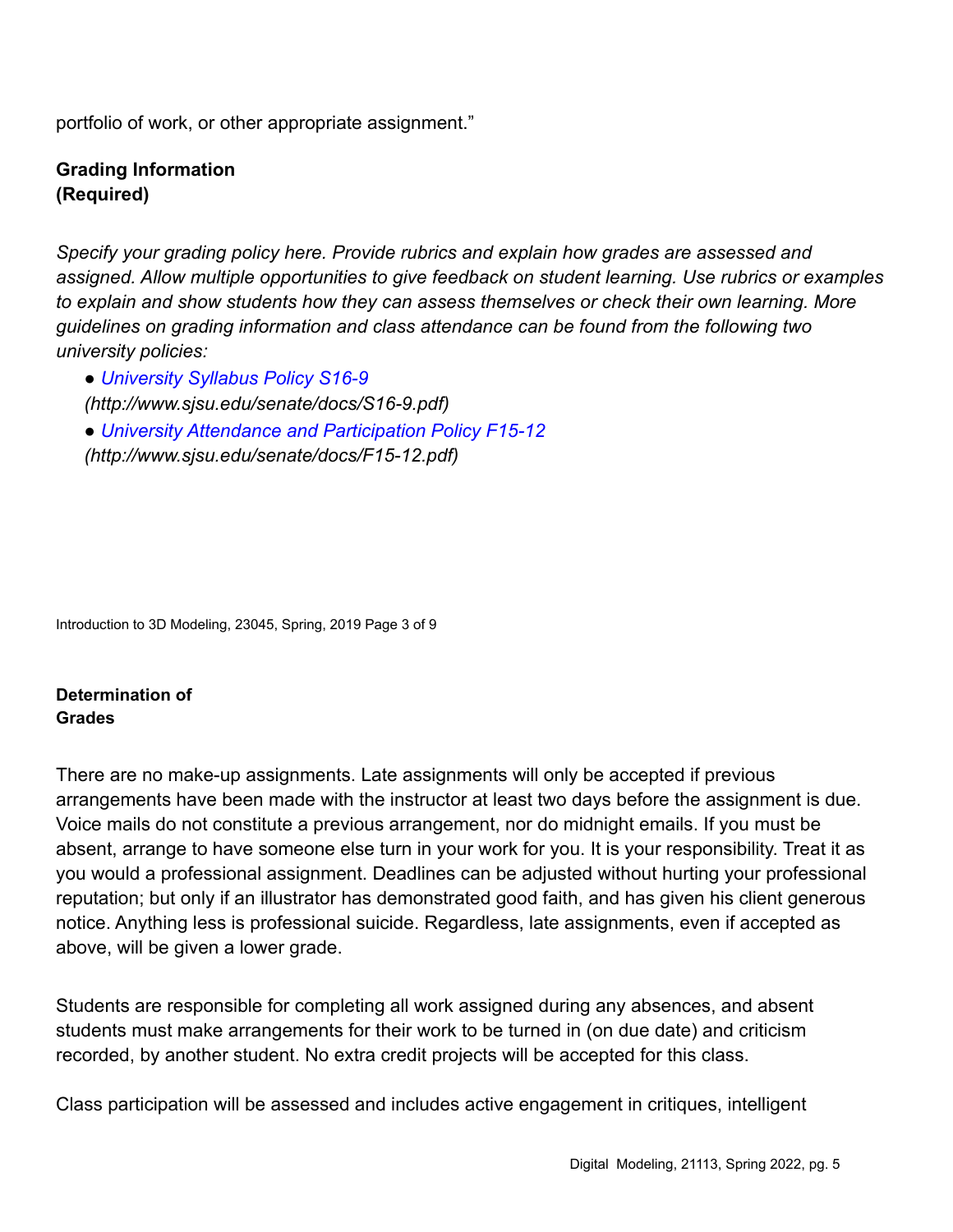portfolio of work, or other appropriate assignment."

**Grading Information (Required)**

*Specify your grading policy here. Provide rubrics and explain how grades are assessed and assigned. Allow multiple opportunities to give feedback on student learning. Use rubrics or examples to explain and show students how they can assess themselves or check their own learning. More guidelines on grading information and class attendance can be found from the following two university policies:*

- *University Syllabus Policy S16-9 (http://www.sjsu.edu/senate/docs/S16-9.pdf)*
- *University Attendance and Participation Policy F15-12 (http://www.sjsu.edu/senate/docs/F15-12.pdf)*

**Determination of Grades**

There are no make-up assignments. Late assignments will only be accepted if previous arrangements have been made with the instructor at least two days before the assignment is due. Voice mails do not constitute a previous arrangement, nor do midnight emails. If you must be absent, arrange to have someone else turn in your work for you. It is your responsibility. Treat it as you would a professional assignment. Deadlines can be adjusted without hurting your professional reputation; but only if an illustrator has demonstrated good faith, and has given his client generous notice. Anything less is professional suicide. Regardless, late assignments, even if accepted as above, will be given a lower grade.

Students are responsible for completing all work assigned during any absences, and absent students must make arrangements for their work to be turned in (on due date) and criticism recorded, by another student. No extra credit projects will be accepted for this class.

Class participation will be assessed and includes active engagement in critiques, intelligent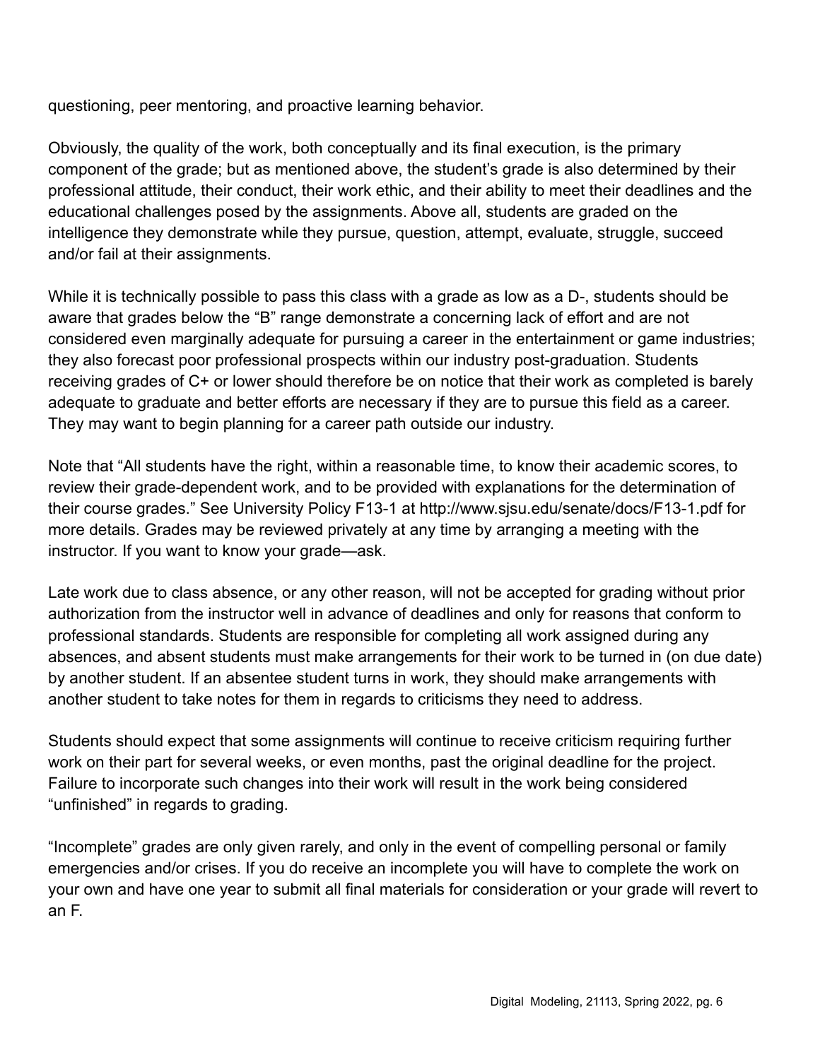questioning, peer mentoring, and proactive learning behavior.

Obviously, the quality of the work, both conceptually and its final execution, is the primary component of the grade; but as mentioned above, the student's grade is also determined by their professional attitude, their conduct, their work ethic, and their ability to meet their deadlines and the educational challenges posed by the assignments. Above all, students are graded on the intelligence they demonstrate while they pursue, question, attempt, evaluate, struggle, succeed and/or fail at their assignments.

While it is technically possible to pass this class with a grade as low as a D-, students should be aware that grades below the "B" range demonstrate a concerning lack of effort and are not considered even marginally adequate for pursuing a career in the entertainment or game industries; they also forecast poor professional prospects within our industry post-graduation. Students receiving grades of C+ or lower should therefore be on notice that their work as completed is barely adequate to graduate and better efforts are necessary if they are to pursue this field as a career. They may want to begin planning for a career path outside our industry.

Note that "All students have the right, within a reasonable time, to know their academic scores, to review their grade-dependent work, and to be provided with explanations for the determination of their course grades." See University Policy F13-1 at http://www.sjsu.edu/senate/docs/F13-1.pdf for more details. Grades may be reviewed privately at any time by arranging a meeting with the instructor. If you want to know your grade—ask.

Late work due to class absence, or any other reason, will not be accepted for grading without prior authorization from the instructor well in advance of deadlines and only for reasons that conform to professional standards. Students are responsible for completing all work assigned during any absences, and absent students must make arrangements for their work to be turned in (on due date) by another student. If an absentee student turns in work, they should make arrangements with another student to take notes for them in regards to criticisms they need to address.

Students should expect that some assignments will continue to receive criticism requiring further work on their part for several weeks, or even months, past the original deadline for the project. Failure to incorporate such changes into their work will result in the work being considered "unfinished" in regards to grading.

"Incomplete" grades are only given rarely, and only in the event of compelling personal or family emergencies and/or crises. If you do receive an incomplete you will have to complete the work on your own and have one year to submit all final materials for consideration or your grade will revert to an F.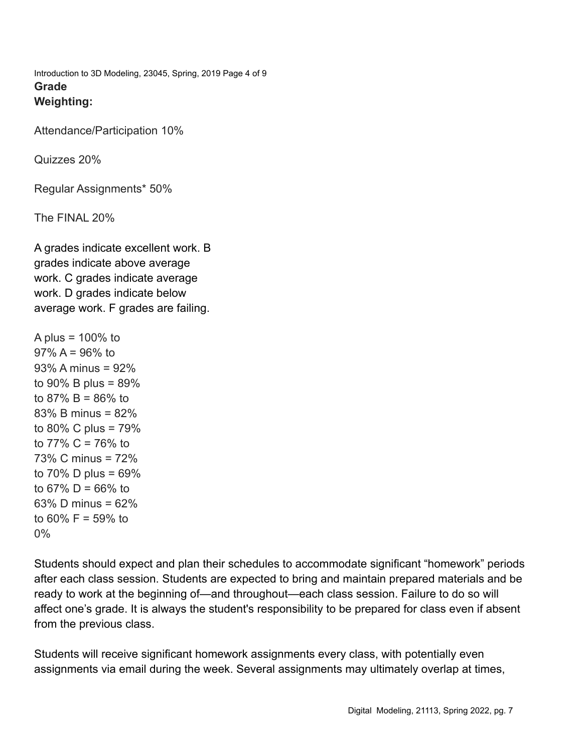**Grade Weighting:**

Attendance/Participation 10%

Quizzes 20%

Regular Assignments* 50%

The FINAL 20%

A grades indicate excellent work. B grades indicate above average work. C grades indicate average work. D grades indicate below average work. F grades are failing.

A plus = 100% to 97% A = 96% to 93% A minus = 92% to 90% B plus = 89% to 87% B = 86% to 83% B minus = 82% to 80% C plus = 79% to 77% C = 76% to 73% C minus = 72% to 70% D plus = 69% to 67% D = 66% to 63% D minus = 62% to 60% F = 59% to 0%

Students should expect and plan their schedules to accommodate significant “homework” periods after each class session. Students are expected to bring and maintain prepared materials and be ready to work at the beginning of—and throughout—each class session. Failure to do so will affect one’s grade. It is always the student's responsibility to be prepared for class even if absent from the previous class.

Students will receive significant homework assignments every class, with potentially even assignments via email during the week. Several assignments may ultimately overlap at times,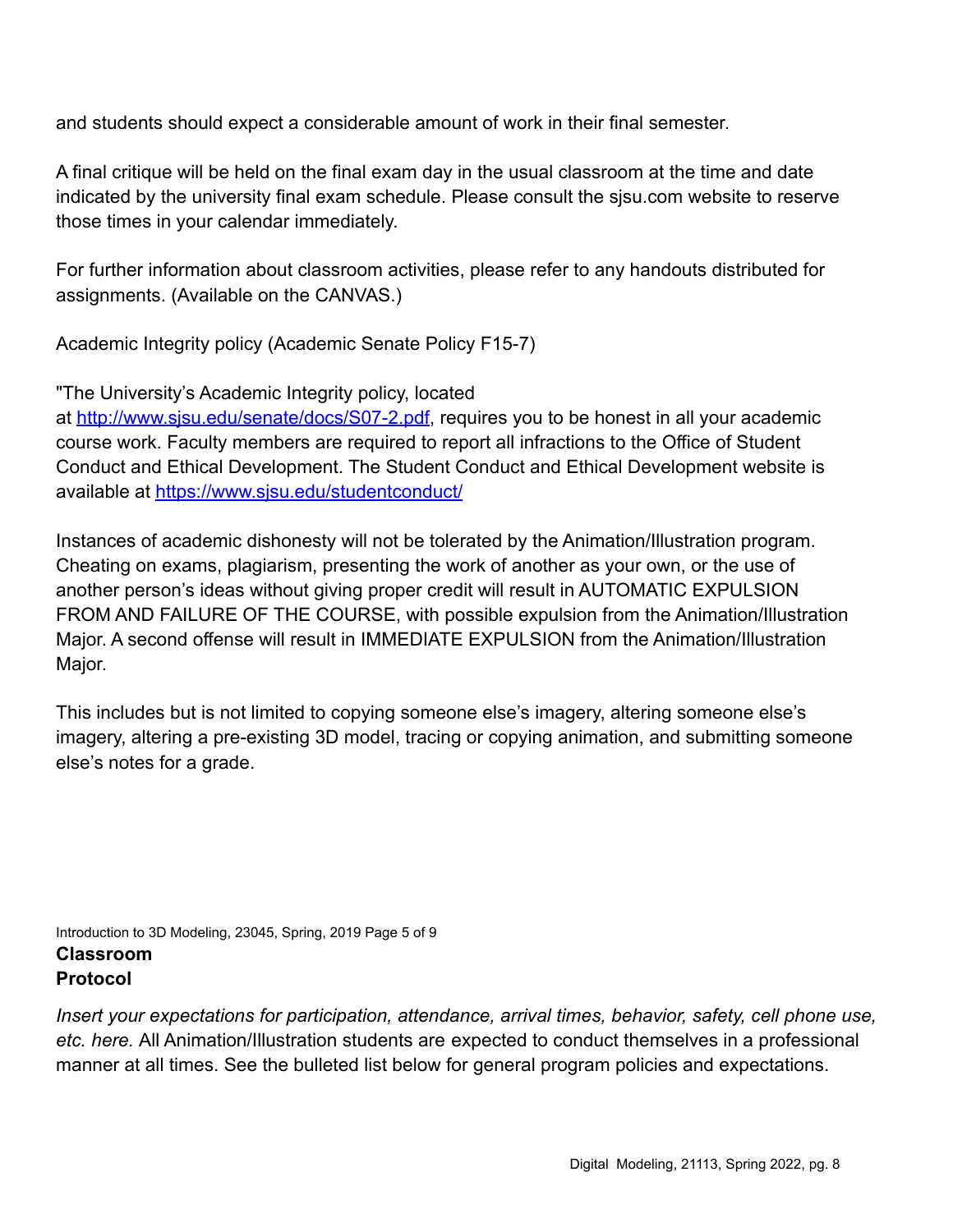and students should expect a considerable amount of work in their final semester.

A final critique will be held on the final exam day in the usual classroom at the time and date indicated by the university final exam schedule. Please consult the sjsu.com website to reserve those times in your calendar immediately.

For further information about classroom activities, please refer to any handouts distributed for assignments. (Available on the CANVAS.)

Academic Integrity policy (Academic Senate Policy F15-7)

"The University's Academic Integrity policy, located at [http://www.sjsu.edu/senate/docs/S07-2.pdf](http://www.sjsu.edu/senate/docs/S07-2.pdf), requires you to be honest in all your academic course work. Faculty members are required to report all infractions to the Office of Student Conduct and Ethical Development. The Student Conduct and Ethical Development website is available at [https://www.sjsu.edu/studentconduct/](https://www.sjsu.edu/studentconduct/)

Instances of academic dishonesty will not be tolerated by the Animation/Illustration program. Cheating on exams, plagiarism, presenting the work of another as your own, or the use of another person's ideas without giving proper credit will result in AUTOMATIC EXPULSION FROM AND FAILURE OF THE COURSE, with possible expulsion from the Animation/Illustration Major. A second offense will result in IMMEDIATE EXPULSION from the Animation/Illustration Major.

This includes but is not limited to copying someone else's imagery, altering someone else's imagery, altering a pre-existing 3D model, tracing or copying animation, and submitting someone else's notes for a grade.

Introduction to 3D Modeling, 23045, Spring, 2019 Page 5 of 9

**Classroom Protocol**

*Insert your expectations for participation, attendance, arrival times, behavior, safety, cell phone use, etc. here.* All Animation/Illustration students are expected to conduct themselves in a professional manner at all times. See the bulleted list below for general program policies and expectations.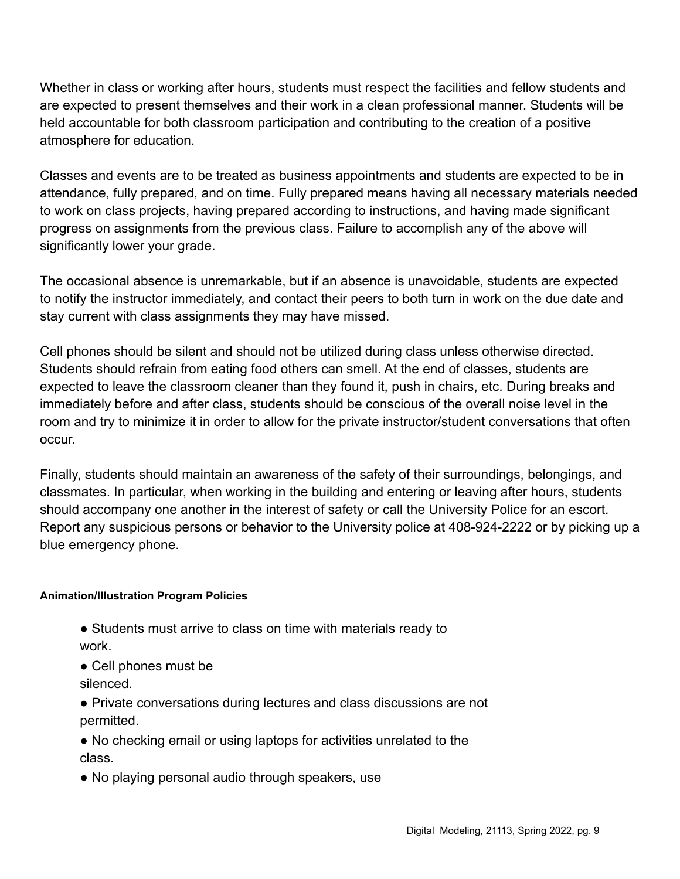Whether in class or working after hours, students must respect the facilities and fellow students and are expected to present themselves and their work in a clean professional manner. Students will be held accountable for both classroom participation and contributing to the creation of a positive atmosphere for education.

Classes and events are to be treated as business appointments and students are expected to be in attendance, fully prepared, and on time. Fully prepared means having all necessary materials needed to work on class projects, having prepared according to instructions, and having made significant progress on assignments from the previous class. Failure to accomplish any of the above will significantly lower your grade.

The occasional absence is unremarkable, but if an absence is unavoidable, students are expected to notify the instructor immediately, and contact their peers to both turn in work on the due date and stay current with class assignments they may have missed.

Cell phones should be silent and should not be utilized during class unless otherwise directed. Students should refrain from eating food others can smell. At the end of classes, students are expected to leave the classroom cleaner than they found it, push in chairs, etc. During breaks and immediately before and after class, students should be conscious of the overall noise level in the room and try to minimize it in order to allow for the private instructor/student conversations that often occur.

Finally, students should maintain an awareness of the safety of their surroundings, belongings, and classmates. In particular, when working in the building and entering or leaving after hours, students should accompany one another in the interest of safety or call the University Police for an escort. Report any suspicious persons or behavior to the University police at 408-924-2222 or by picking up a blue emergency phone.

#### Animation/Illustration Program Policies

- Students must arrive to class on time with materials ready to work.
- Cell phones must be silenced.
- Private conversations during lectures and class discussions are not permitted.
- No checking email or using laptops for activities unrelated to the class.
- No playing personal audio through speakers, use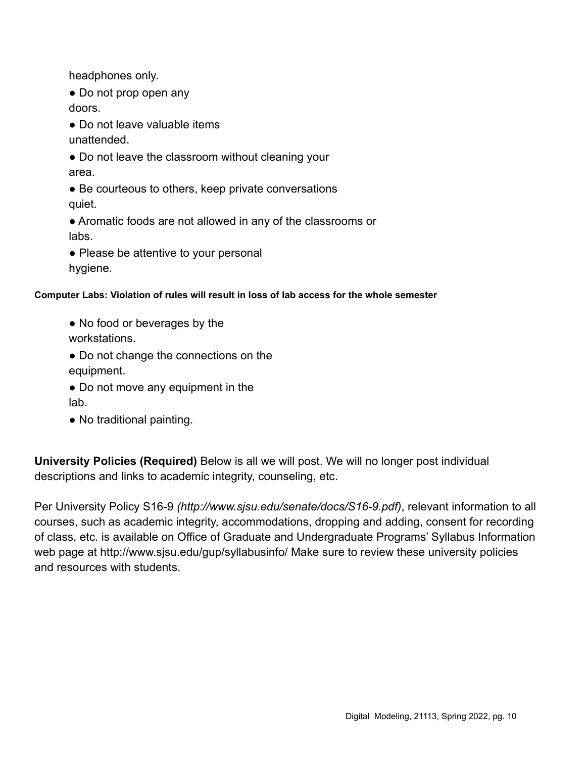headphones only.

- Do not prop open any doors.
- Do not leave valuable items unattended.
- Do not leave the classroom without cleaning your area.
- Be courteous to others, keep private conversations quiet.
- Aromatic foods are not allowed in any of the classrooms or labs.
- Please be attentive to your personal hygiene.

**Computer Labs: Violation of rules will result in loss of lab access for the whole semester**

- No food or beverages by the workstations.
- Do not change the connections on the equipment.
- Do not move any equipment in the lab.
- No traditional painting.

**University Policies (Required)** Below is all we will post. We will no longer post individual descriptions and links to academic integrity, counseling, etc.

Per University Policy S16-9 *(http://www.sjsu.edu/senate/docs/S16-9.pdf)*, relevant information to all courses, such as academic integrity, accommodations, dropping and adding, consent for recording of class, etc. is available on Office of Graduate and Undergraduate Programs' Syllabus Information web page at http://www.sjsu.edu/gup/syllabusinfo/ Make sure to review these university policies and resources with students.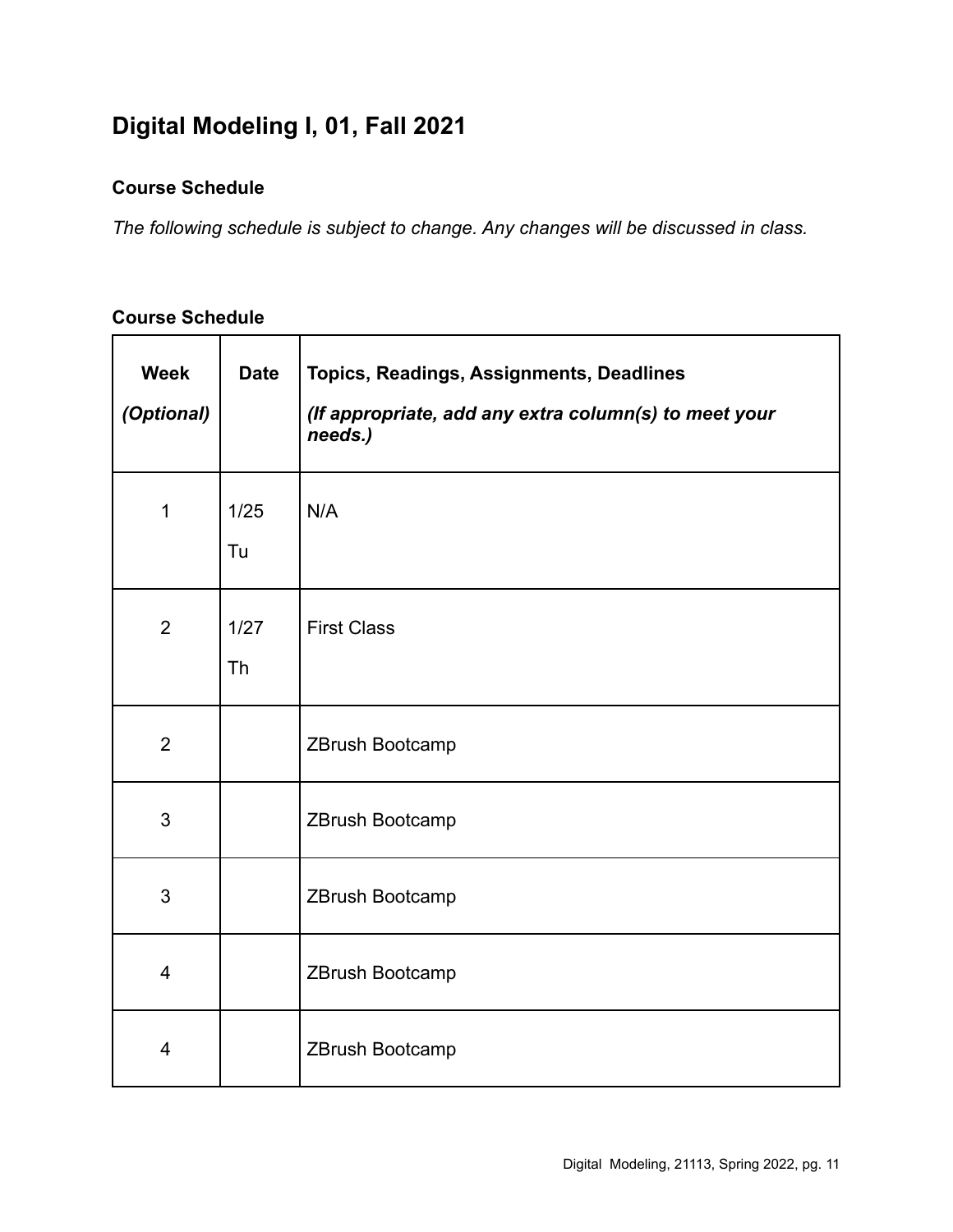## Digital Modeling I, 01, Fall 2021

### Course Schedule

*The following schedule is subject to change. Any changes will be discussed in class.*

### Course Schedule

| **Week** *(Optional)* | **Date** | **Topics, Readings, Assignments, Deadlines** *(If appropriate, add any extra column(s) to meet your needs.)* |
|---|---|---|
| 1 | 1/25 Tu | N/A |
| 2 | 1/27 Th | First Class |
| 2 | | ZBrush Bootcamp |
| 3 | | ZBrush Bootcamp |
| 3 | | ZBrush Bootcamp |
| 4 | | ZBrush Bootcamp |
| 4 | | ZBrush Bootcamp |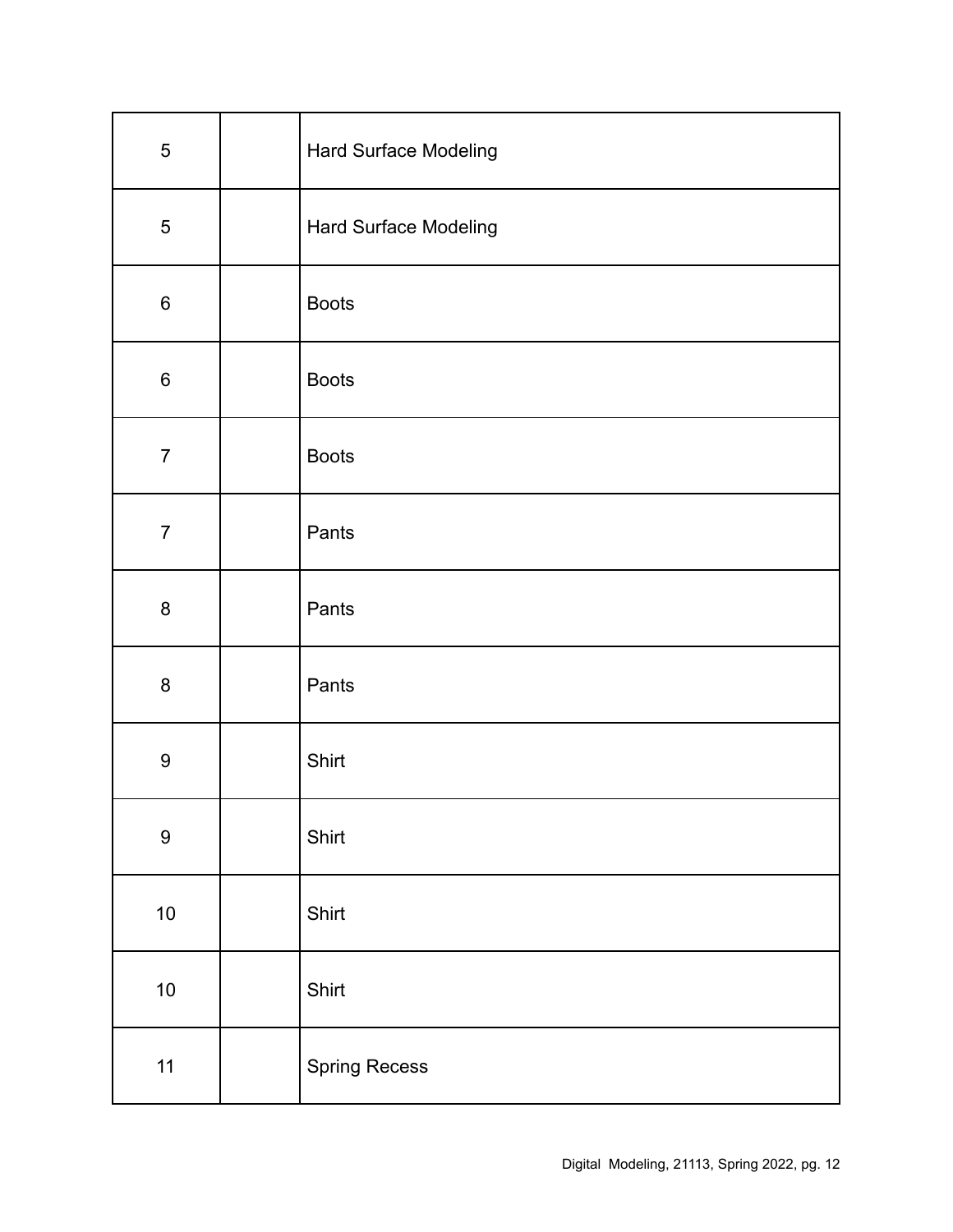| | | |
|---|---|---|
| 5 | | Hard Surface Modeling |
| 5 | | Hard Surface Modeling |
| 6 | | Boots |
| 6 | | Boots |
| 7 | | Boots |
| 7 | | Pants |
| 8 | | Pants |
| 8 | | Pants |
| 9 | | Shirt |
| 9 | | Shirt |
| 10 | | Shirt |
| 10 | | Shirt |
| 11 | | Spring Recess |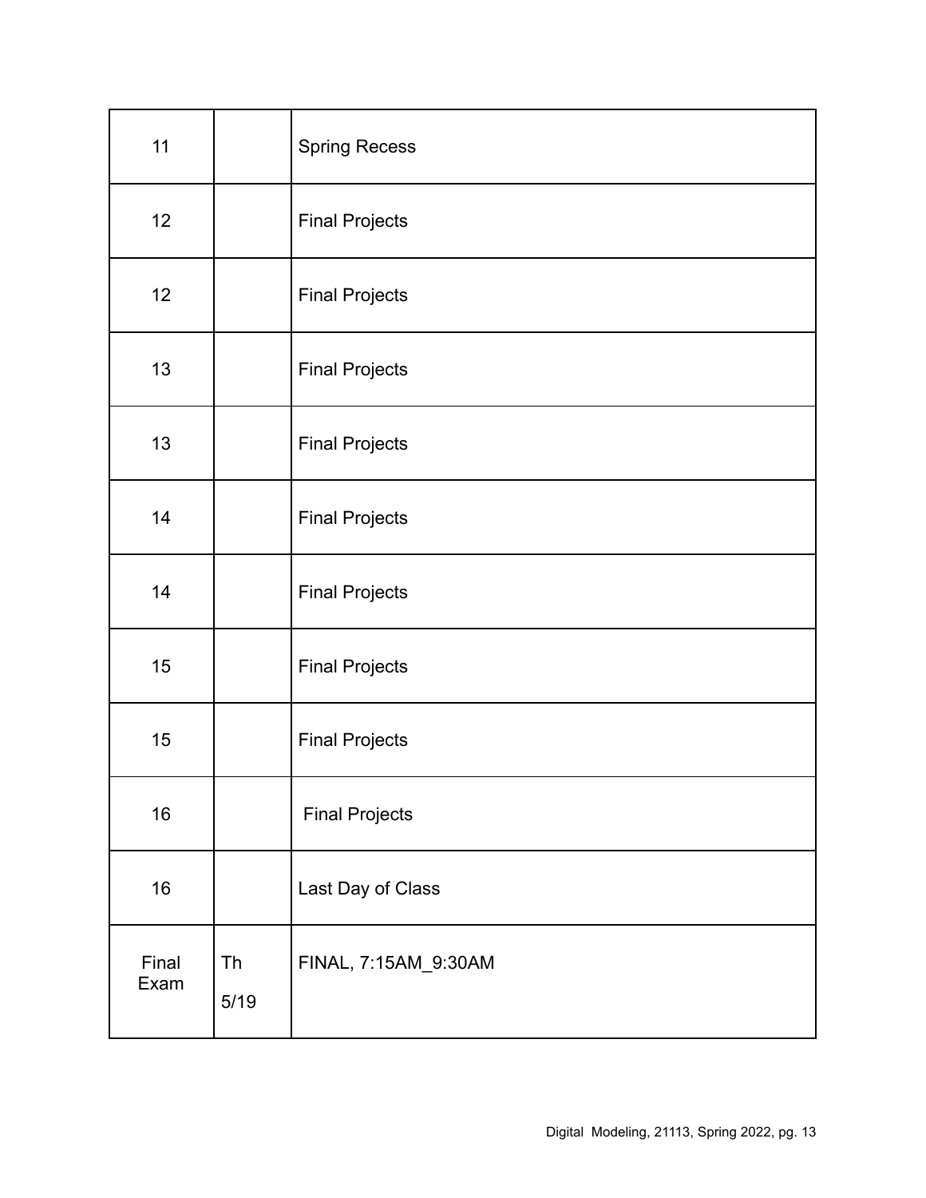| | | |
|---|---|---|
| 11 | | Spring Recess |
| 12 | | Final Projects |
| 12 | | Final Projects |
| 13 | | Final Projects |
| 13 | | Final Projects |
| 14 | | Final Projects |
| 14 | | Final Projects |
| 15 | | Final Projects |
| 15 | | Final Projects |
| 16 | | Final Projects |
| 16 | | Last Day of Class |
| Final Exam | Th 5/19 | FINAL, 7:15AM_9:30AM |